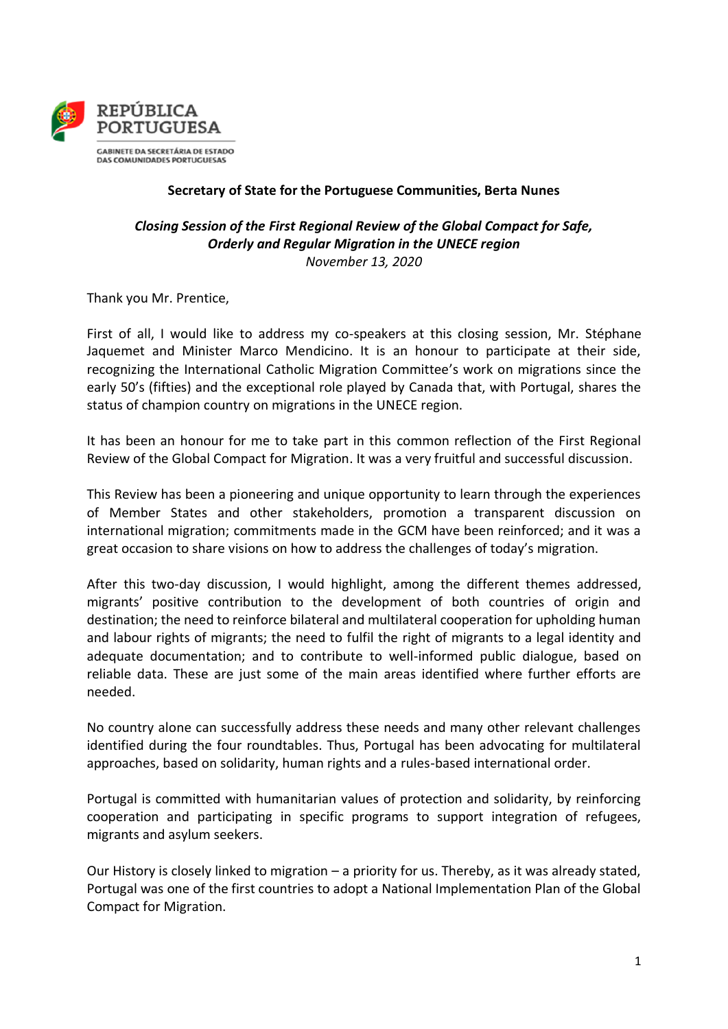REPÚBLICA PORTUGUESA

GABINETE DA SECRETÁRIA DE ESTADO DAS COMUNIDADES PORTUGUESAS

**Secretary of State for the Portuguese Communities, Berta Nunes**

***Closing Session of the First Regional Review of the Global Compact for Safe, Orderly and Regular Migration in the UNECE region***

*November 13, 2020*

Thank you Mr. Prentice,

First of all, I would like to address my co-speakers at this closing session, Mr. Stéphane Jaquemet and Minister Marco Mendicino. It is an honour to participate at their side, recognizing the International Catholic Migration Committee's work on migrations since the early 50's (fifties) and the exceptional role played by Canada that, with Portugal, shares the status of champion country on migrations in the UNECE region.

It has been an honour for me to take part in this common reflection of the First Regional Review of the Global Compact for Migration. It was a very fruitful and successful discussion.

This Review has been a pioneering and unique opportunity to learn through the experiences of Member States and other stakeholders, promotion a transparent discussion on international migration; commitments made in the GCM have been reinforced; and it was a great occasion to share visions on how to address the challenges of today's migration.

After this two-day discussion, I would highlight, among the different themes addressed, migrants' positive contribution to the development of both countries of origin and destination; the need to reinforce bilateral and multilateral cooperation for upholding human and labour rights of migrants; the need to fulfil the right of migrants to a legal identity and adequate documentation; and to contribute to well-informed public dialogue, based on reliable data. These are just some of the main areas identified where further efforts are needed.

No country alone can successfully address these needs and many other relevant challenges identified during the four roundtables. Thus, Portugal has been advocating for multilateral approaches, based on solidarity, human rights and a rules-based international order.

Portugal is committed with humanitarian values of protection and solidarity, by reinforcing cooperation and participating in specific programs to support integration of refugees, migrants and asylum seekers.

Our History is closely linked to migration – a priority for us. Thereby, as it was already stated, Portugal was one of the first countries to adopt a National Implementation Plan of the Global Compact for Migration.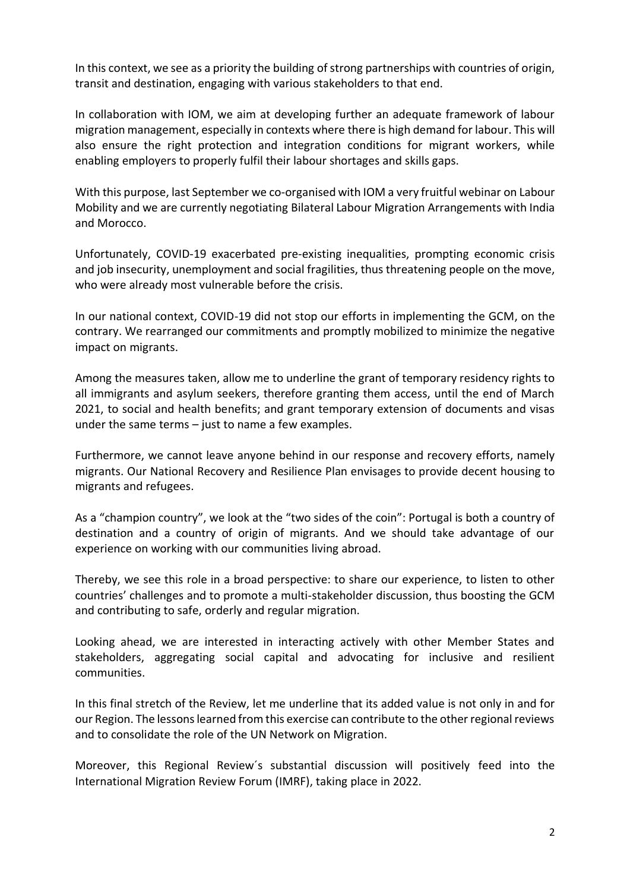In this context, we see as a priority the building of strong partnerships with countries of origin, transit and destination, engaging with various stakeholders to that end.

In collaboration with IOM, we aim at developing further an adequate framework of labour migration management, especially in contexts where there is high demand for labour. This will also ensure the right protection and integration conditions for migrant workers, while enabling employers to properly fulfil their labour shortages and skills gaps.

With this purpose, last September we co-organised with IOM a very fruitful webinar on Labour Mobility and we are currently negotiating Bilateral Labour Migration Arrangements with India and Morocco.

Unfortunately, COVID-19 exacerbated pre-existing inequalities, prompting economic crisis and job insecurity, unemployment and social fragilities, thus threatening people on the move, who were already most vulnerable before the crisis.

In our national context, COVID-19 did not stop our efforts in implementing the GCM, on the contrary. We rearranged our commitments and promptly mobilized to minimize the negative impact on migrants.

Among the measures taken, allow me to underline the grant of temporary residency rights to all immigrants and asylum seekers, therefore granting them access, until the end of March 2021, to social and health benefits; and grant temporary extension of documents and visas under the same terms – just to name a few examples.

Furthermore, we cannot leave anyone behind in our response and recovery efforts, namely migrants. Our National Recovery and Resilience Plan envisages to provide decent housing to migrants and refugees.

As a "champion country", we look at the "two sides of the coin": Portugal is both a country of destination and a country of origin of migrants. And we should take advantage of our experience on working with our communities living abroad.

Thereby, we see this role in a broad perspective: to share our experience, to listen to other countries' challenges and to promote a multi-stakeholder discussion, thus boosting the GCM and contributing to safe, orderly and regular migration.

Looking ahead, we are interested in interacting actively with other Member States and stakeholders, aggregating social capital and advocating for inclusive and resilient communities.

In this final stretch of the Review, let me underline that its added value is not only in and for our Region. The lessons learned from this exercise can contribute to the other regional reviews and to consolidate the role of the UN Network on Migration.

Moreover, this Regional Review´s substantial discussion will positively feed into the International Migration Review Forum (IMRF), taking place in 2022.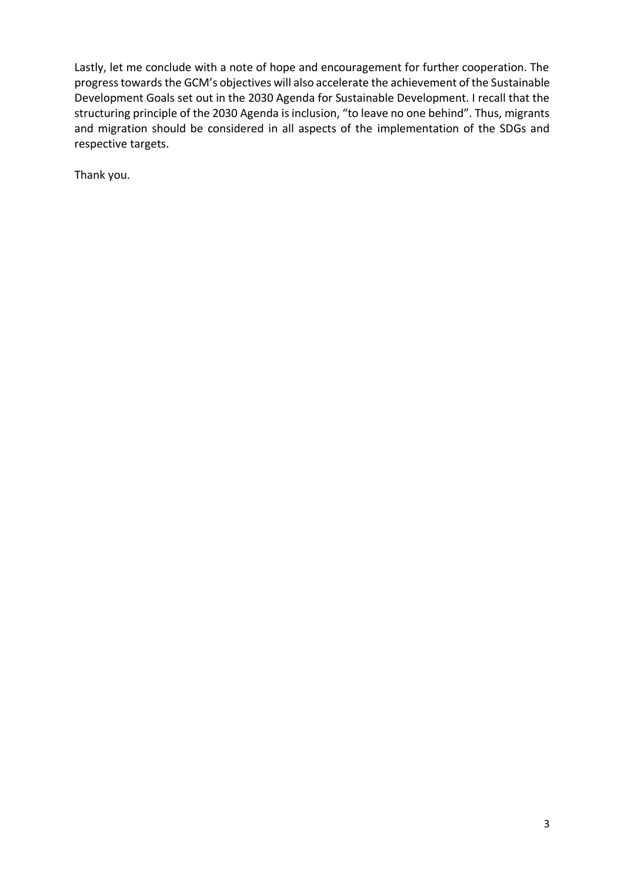Lastly, let me conclude with a note of hope and encouragement for further cooperation. The progress towards the GCM's objectives will also accelerate the achievement of the Sustainable Development Goals set out in the 2030 Agenda for Sustainable Development. I recall that the structuring principle of the 2030 Agenda is inclusion, "to leave no one behind". Thus, migrants and migration should be considered in all aspects of the implementation of the SDGs and respective targets.

Thank you.